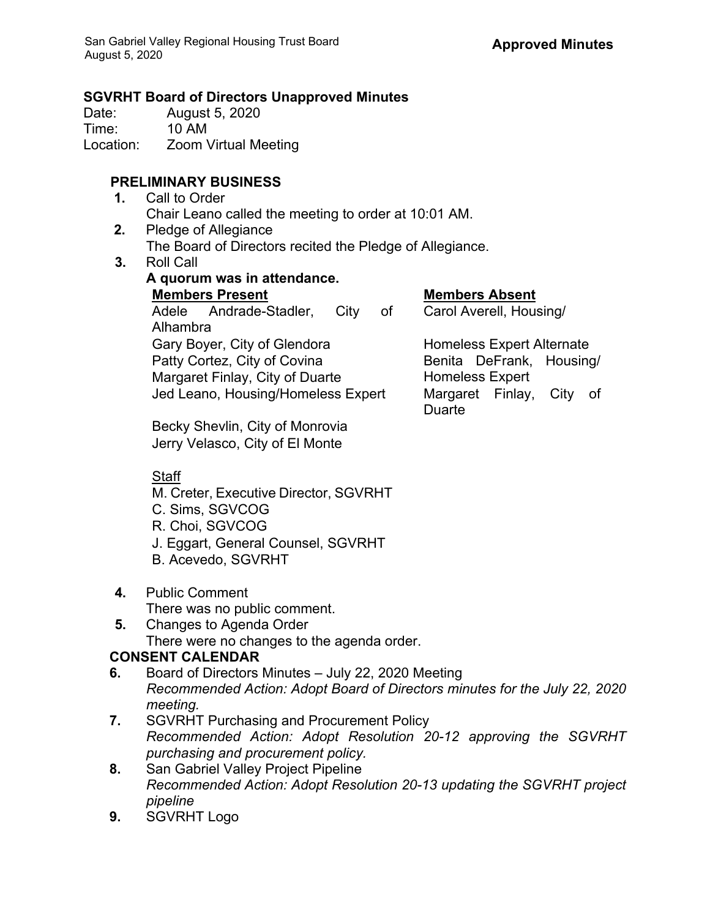**Approved Minutes**

## SGVRHT Board of Directors Unapproved Minutes

Date: August 5, 2020
Time: 10 AM
Location: Zoom Virtual Meeting

### PRELIMINARY BUSINESS

1. Call to Order
   Chair Leano called the meeting to order at 10:01 AM.
2. Pledge of Allegiance
   The Board of Directors recited the Pledge of Allegiance.
3. Roll Call
   **A quorum was in attendance.**

   **Members Present**
   Adele Andrade-Stadler, City of Alhambra
   Gary Boyer, City of Glendora
   Patty Cortez, City of Covina
   Margaret Finlay, City of Duarte
   Jed Leano, Housing/Homeless Expert
   Becky Shevlin, City of Monrovia
   Jerry Velasco, City of El Monte

   **Members Absent**
   Carol Averell, Housing/Homeless Expert Alternate
   Benita DeFrank, Housing/Homeless Expert
   Margaret Finlay, City of Duarte

   Staff
   M. Creter, Executive Director, SGVRHT
   C. Sims, SGVCOG
   R. Choi, SGVCOG
   J. Eggart, General Counsel, SGVRHT
   B. Acevedo, SGVRHT

4. Public Comment
   There was no public comment.
5. Changes to Agenda Order
   There were no changes to the agenda order.

### CONSENT CALENDAR

6. Board of Directors Minutes – July 22, 2020 Meeting
   *Recommended Action: Adopt Board of Directors minutes for the July 22, 2020 meeting.*
7. SGVRHT Purchasing and Procurement Policy
   *Recommended Action: Adopt Resolution 20-12 approving the SGVRHT purchasing and procurement policy.*
8. San Gabriel Valley Project Pipeline
   *Recommended Action: Adopt Resolution 20-13 updating the SGVRHT project pipeline*
9. SGVRHT Logo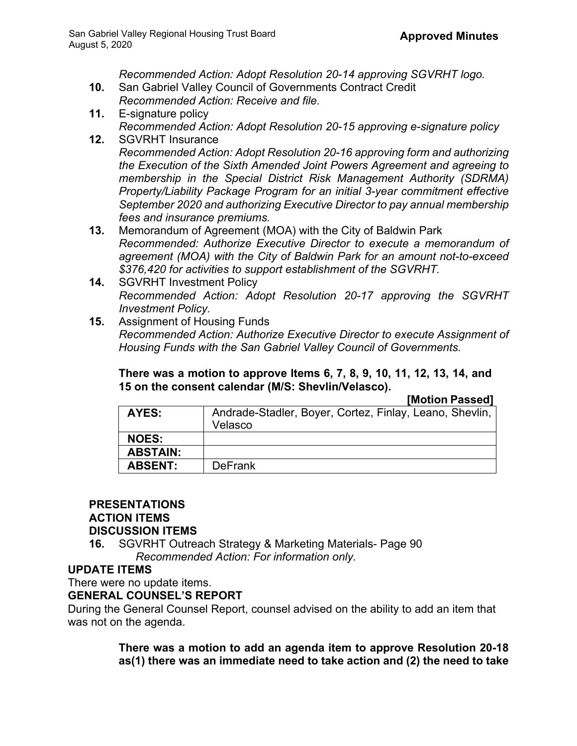*Recommended Action: Adopt Resolution 20-14 approving SGVRHT logo.*

10. San Gabriel Valley Council of Governments Contract Credit
    *Recommended Action: Receive and file.*
11. E-signature policy
    *Recommended Action: Adopt Resolution 20-15 approving e-signature policy*
12. SGVRHT Insurance
    *Recommended Action: Adopt Resolution 20-16 approving form and authorizing the Execution of the Sixth Amended Joint Powers Agreement and agreeing to membership in the Special District Risk Management Authority (SDRMA) Property/Liability Package Program for an initial 3-year commitment effective September 2020 and authorizing Executive Director to pay annual membership fees and insurance premiums.*
13. Memorandum of Agreement (MOA) with the City of Baldwin Park
    *Recommended: Authorize Executive Director to execute a memorandum of agreement (MOA) with the City of Baldwin Park for an amount not-to-exceed $376,420 for activities to support establishment of the SGVRHT.*
14. SGVRHT Investment Policy
    *Recommended Action: Adopt Resolution 20-17 approving the SGVRHT Investment Policy.*
15. Assignment of Housing Funds
    *Recommended Action: Authorize Executive Director to execute Assignment of Housing Funds with the San Gabriel Valley Council of Governments.*

**There was a motion to approve Items 6, 7, 8, 9, 10, 11, 12, 13, 14, and 15 on the consent calendar (M/S: Shevlin/Velasco).**

**[Motion Passed]**

| | |
|---|---|
| **AYES:** | Andrade-Stadler, Boyer, Cortez, Finlay, Leano, Shevlin, Velasco |
| **NOES:** | |
| **ABSTAIN:** | |
| **ABSENT:** | DeFrank |

**PRESENTATIONS**

**ACTION ITEMS**

**DISCUSSION ITEMS**

16. SGVRHT Outreach Strategy & Marketing Materials- Page 90
    *Recommended Action: For information only.*

**UPDATE ITEMS**

There were no update items.

**GENERAL COUNSEL'S REPORT**

During the General Counsel Report, counsel advised on the ability to add an item that was not on the agenda.

**There was a motion to add an agenda item to approve Resolution 20-18 as(1) there was an immediate need to take action and (2) the need to take**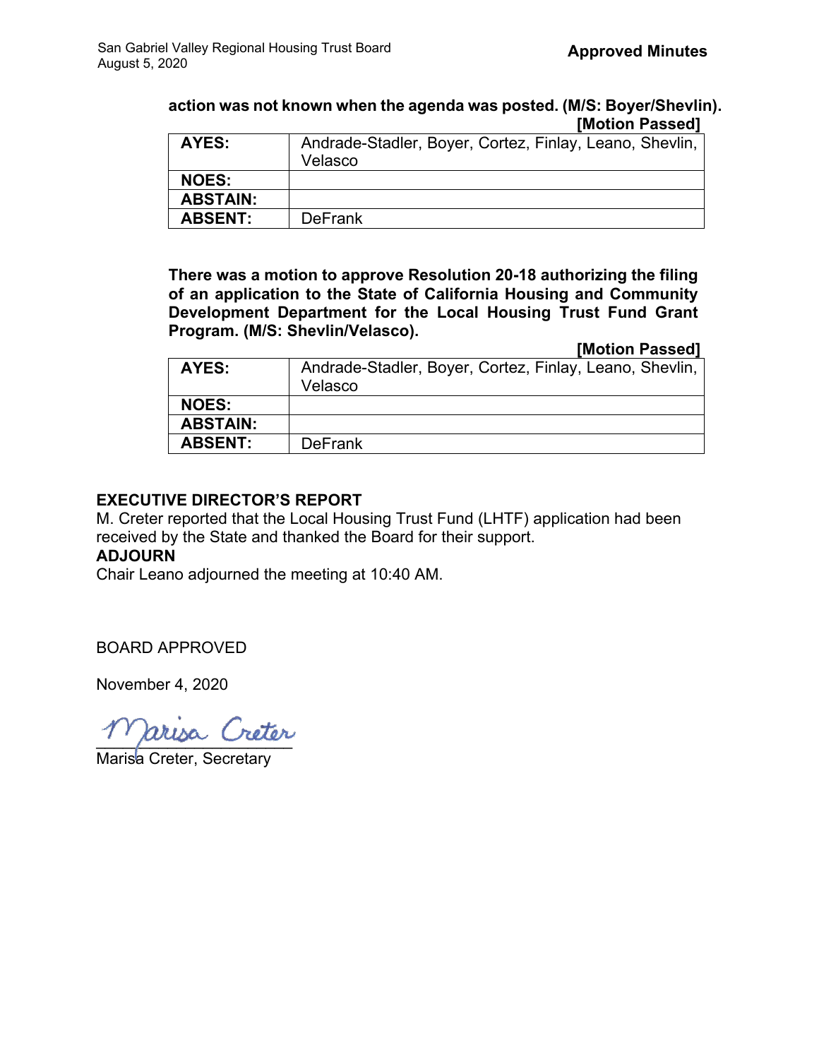**action was not known when the agenda was posted. (M/S: Boyer/Shevlin).**

**[Motion Passed]**

| | |
|---|---|
| **AYES:** | Andrade-Stadler, Boyer, Cortez, Finlay, Leano, Shevlin, Velasco |
| **NOES:** | |
| **ABSTAIN:** | |
| **ABSENT:** | DeFrank |

**There was a motion to approve Resolution 20-18 authorizing the filing of an application to the State of California Housing and Community Development Department for the Local Housing Trust Fund Grant Program. (M/S: Shevlin/Velasco).**

**[Motion Passed]**

| | |
|---|---|
| **AYES:** | Andrade-Stadler, Boyer, Cortez, Finlay, Leano, Shevlin, Velasco |
| **NOES:** | |
| **ABSTAIN:** | |
| **ABSENT:** | DeFrank |

**EXECUTIVE DIRECTOR'S REPORT**

M. Creter reported that the Local Housing Trust Fund (LHTF) application had been received by the State and thanked the Board for their support.

**ADJOURN**

Chair Leano adjourned the meeting at 10:40 AM.

BOARD APPROVED

November 4, 2020

Marisa Creter

Marisa Creter, Secretary